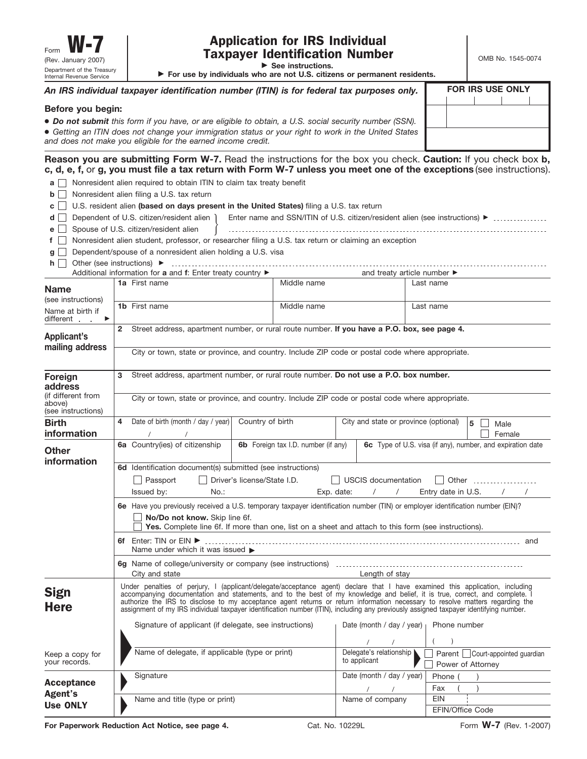Form **W-7**
(Rev. January 2007)
Department of the Treasury
Internal Revenue Service

# Application for IRS Individual Taxpayer Identification Number

► See instructions.
► For use by individuals who are not U.S. citizens or permanent residents.

OMB No. 1545-0074

***An IRS individual taxpayer identification number (ITIN) is for federal tax purposes only.***

**FOR IRS USE ONLY**

**Before you begin:**

- ***Do not submit*** *this form if you have, or are eligible to obtain, a U.S. social security number (SSN).*
- *Getting an ITIN does not change your immigration status or your right to work in the United States and does not make you eligible for the earned income credit.*

**Reason you are submitting Form W-7.** Read the instructions for the box you check. **Caution:** If you check box **b, c, d, e, f,** or **g, you must file a tax return with Form W-7 unless you meet one of the exceptions** (see instructions).

- **a** ☐ Nonresident alien required to obtain ITIN to claim tax treaty benefit
- **b** ☐ Nonresident alien filing a U.S. tax return
- **c** ☐ U.S. resident alien **(based on days present in the United States)** filing a U.S. tax return
- **d** ☐ Dependent of U.S. citizen/resident alien
- **e** ☐ Spouse of U.S. citizen/resident alien

  (d, e) Enter name and SSN/ITIN of U.S. citizen/resident alien (see instructions) ► ..................
- **f** ☐ Nonresident alien student, professor, or researcher filing a U.S. tax return or claiming an exception
- **g** ☐ Dependent/spouse of a nonresident alien holding a U.S. visa
- **h** ☐ Other (see instructions) ► ..................

Additional information for **a** and **f**: Enter treaty country ► .................. and treaty article number ► ..................

| | | | |
|---|---|---|---|
| **Name** (see instructions) | **1a** First name | Middle name | Last name |
| Name at birth if different ► | **1b** First name | Middle name | Last name |

**Applicant's mailing address**

**2** Street address, apartment number, or rural route number. **If you have a P.O. box, see page 4.**

City or town, state or province, and country. Include ZIP code or postal code where appropriate.

**Foreign address** (if different from above) (see instructions)

**3** Street address, apartment number, or rural route number. **Do not use a P.O. box number.**

City or town, state or province, and country. Include ZIP code or postal code where appropriate.

**Birth information**

| **4** Date of birth (month / day / year) | Country of birth | City and state or province (optional) | **5** ☐ Male ☐ Female |
|---|---|---|---|
| / / | | | |

**Other information**

| **6a** Country(ies) of citizenship | **6b** Foreign tax I.D. number (if any) | **6c** Type of U.S. visa (if any), number, and expiration date |
|---|---|---|
| | | |

**6d** Identification document(s) submitted (see instructions)

☐ Passport ☐ Driver's license/State I.D. ☐ USCIS documentation ☐ Other ..................

Issued by: No.: Exp. date: / / Entry date in U.S. / /

**6e** Have you previously received a U.S. temporary taxpayer identification number (TIN) or employer identification number (EIN)?

☐ **No/Do not know.** Skip line 6f.
☐ **Yes.** Complete line 6f. If more than one, list on a sheet and attach to this form (see instructions).

**6f** Enter: TIN or EIN ► .................. and
Name under which it was issued ►

**6g** Name of college/university or company (see instructions) ..................
City and state Length of stay

**Sign Here**

Under penalties of perjury, I (applicant/delegate/acceptance agent) declare that I have examined this application, including accompanying documentation and statements, and to the best of my knowledge and belief, it is true, correct, and complete. I authorize the IRS to disclose to my acceptance agent returns or return information necessary to resolve matters regarding the assignment of my IRS individual taxpayer identification number (ITIN), including any previously assigned taxpayer identifying number.

| Signature of applicant (if delegate, see instructions) | Date (month / day / year) | Phone number |
|---|---|---|
| | / / | ( ) |
| **Name of delegate, if applicable (type or print)** | **Delegate's relationship to applicant** | ☐ Parent ☐ Court-appointed guardian ☐ Power of Attorney |

Keep a copy for your records.

**Acceptance Agent's Use ONLY**

| Signature | Date (month / day / year) | Phone ( ) |
|---|---|---|
| | / / | Fax ( ) |
| Name and title (type or print) | Name of company | EIN |
| | | EFIN/Office Code |

**For Paperwork Reduction Act Notice, see page 4.** Cat. No. 10229L Form **W-7** (Rev. 1-2007)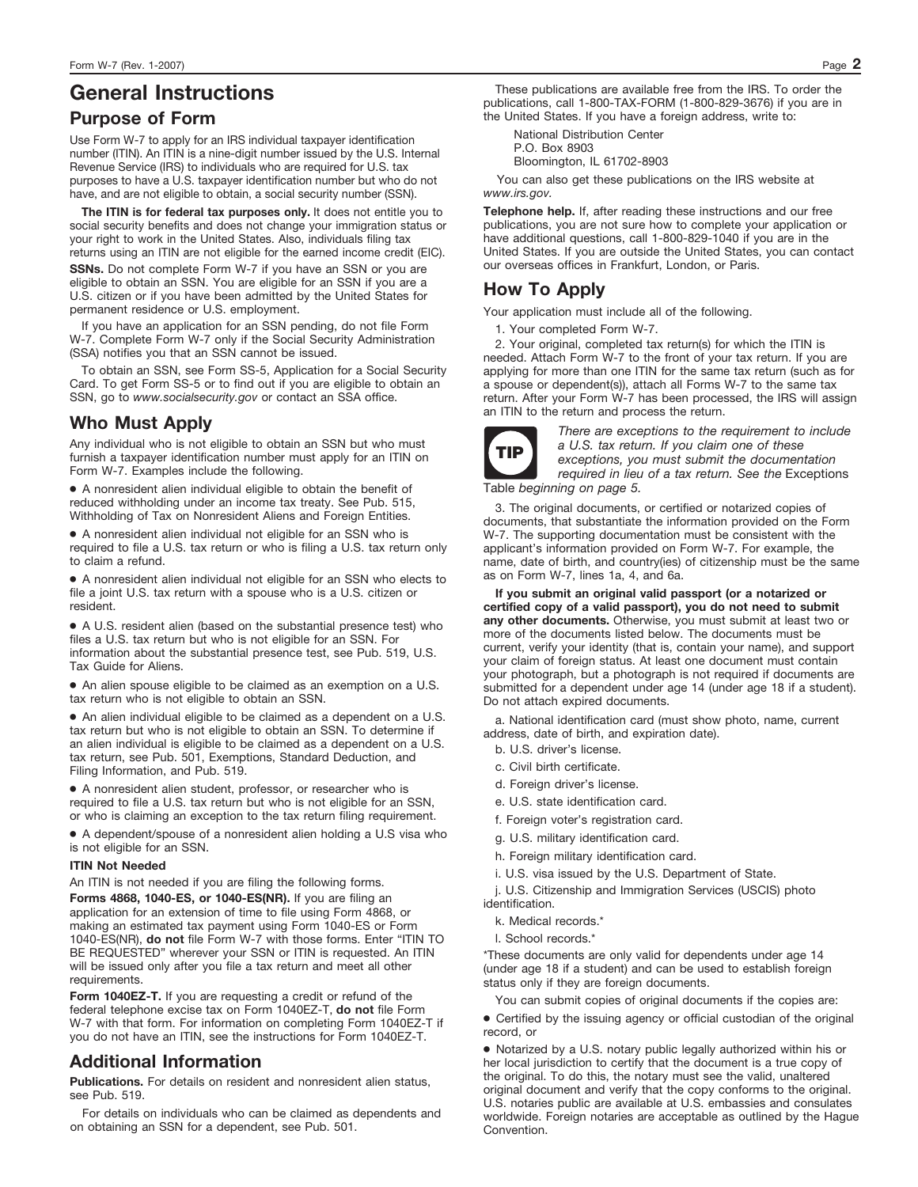# General Instructions

## Purpose of Form

Use Form W-7 to apply for an IRS individual taxpayer identification number (ITIN). An ITIN is a nine-digit number issued by the U.S. Internal Revenue Service (IRS) to individuals who are required for U.S. tax purposes to have a U.S. taxpayer identification number but who do not have, and are not eligible to obtain, a social security number (SSN).

**The ITIN is for federal tax purposes only.** It does not entitle you to social security benefits and does not change your immigration status or your right to work in the United States. Also, individuals filing tax returns using an ITIN are not eligible for the earned income credit (EIC).

**SSNs.** Do not complete Form W-7 if you have an SSN or you are eligible to obtain an SSN. You are eligible for an SSN if you are a U.S. citizen or if you have been admitted by the United States for permanent residence or U.S. employment.

If you have an application for an SSN pending, do not file Form W-7. Complete Form W-7 only if the Social Security Administration (SSA) notifies you that an SSN cannot be issued.

To obtain an SSN, see Form SS-5, Application for a Social Security Card. To get Form SS-5 or to find out if you are eligible to obtain an SSN, go to *www.socialsecurity.gov* or contact an SSA office.

## Who Must Apply

Any individual who is not eligible to obtain an SSN but who must furnish a taxpayer identification number must apply for an ITIN on Form W-7. Examples include the following.

- A nonresident alien individual eligible to obtain the benefit of reduced withholding under an income tax treaty. See Pub. 515, Withholding of Tax on Nonresident Aliens and Foreign Entities.
- A nonresident alien individual not eligible for an SSN who is required to file a U.S. tax return or who is filing a U.S. tax return only to claim a refund.
- A nonresident alien individual not eligible for an SSN who elects to file a joint U.S. tax return with a spouse who is a U.S. citizen or resident.
- A U.S. resident alien (based on the substantial presence test) who files a U.S. tax return but who is not eligible for an SSN. For information about the substantial presence test, see Pub. 519, U.S. Tax Guide for Aliens.
- An alien spouse eligible to be claimed as an exemption on a U.S. tax return who is not eligible to obtain an SSN.
- An alien individual eligible to be claimed as a dependent on a U.S. tax return but who is not eligible to obtain an SSN. To determine if an alien individual is eligible to be claimed as a dependent on a U.S. tax return, see Pub. 501, Exemptions, Standard Deduction, and Filing Information, and Pub. 519.
- A nonresident alien student, professor, or researcher who is required to file a U.S. tax return but who is not eligible for an SSN, or who is claiming an exception to the tax return filing requirement.
- A dependent/spouse of a nonresident alien holding a U.S visa who is not eligible for an SSN.

### ITIN Not Needed

An ITIN is not needed if you are filing the following forms.

**Forms 4868, 1040-ES, or 1040-ES(NR).** If you are filing an application for an extension of time to file using Form 4868, or making an estimated tax payment using Form 1040-ES or Form 1040-ES(NR), **do not** file Form W-7 with those forms. Enter "ITIN TO BE REQUESTED" wherever your SSN or ITIN is requested. An ITIN will be issued only after you file a tax return and meet all other requirements.

**Form 1040EZ-T.** If you are requesting a credit or refund of the federal telephone excise tax on Form 1040EZ-T, **do not** file Form W-7 with that form. For information on completing Form 1040EZ-T if you do not have an ITIN, see the instructions for Form 1040EZ-T.

## Additional Information

**Publications.** For details on resident and nonresident alien status, see Pub. 519.

For details on individuals who can be claimed as dependents and on obtaining an SSN for a dependent, see Pub. 501.

These publications are available free from the IRS. To order the publications, call 1-800-TAX-FORM (1-800-829-3676) if you are in the United States. If you have a foreign address, write to:

National Distribution Center
P.O. Box 8903
Bloomington, IL 61702-8903

You can also get these publications on the IRS website at *www.irs.gov.*

**Telephone help.** If, after reading these instructions and our free publications, you are not sure how to complete your application or have additional questions, call 1-800-829-1040 if you are in the United States. If you are outside the United States, you can contact our overseas offices in Frankfurt, London, or Paris.

## How To Apply

Your application must include all of the following.

1. Your completed Form W-7.
2. Your original, completed tax return(s) for which the ITIN is needed. Attach Form W-7 to the front of your tax return. If you are applying for more than one ITIN for the same tax return (such as for a spouse or dependent(s)), attach all Forms W-7 to the same tax return. After your Form W-7 has been processed, the IRS will assign an ITIN to the return and process the return.

**TIP** *There are exceptions to the requirement to include a U.S. tax return. If you claim one of these exceptions, you must submit the documentation required in lieu of a tax return. See the* Exceptions Table *beginning on page 5.*

3. The original documents, or certified or notarized copies of documents, that substantiate the information provided on the Form W-7. The supporting documentation must be consistent with the applicant's information provided on Form W-7. For example, the name, date of birth, and country(ies) of citizenship must be the same as on Form W-7, lines 1a, 4, and 6a.

**If you submit an original valid passport (or a notarized or certified copy of a valid passport), you do not need to submit any other documents.** Otherwise, you must submit at least two or more of the documents listed below. The documents must be current, verify your identity (that is, contain your name), and support your claim of foreign status. At least one document must contain your photograph, but a photograph is not required if documents are submitted for a dependent under age 14 (under age 18 if a student). Do not attach expired documents.

a. National identification card (must show photo, name, current address, date of birth, and expiration date).
b. U.S. driver's license.
c. Civil birth certificate.
d. Foreign driver's license.
e. U.S. state identification card.
f. Foreign voter's registration card.
g. U.S. military identification card.
h. Foreign military identification card.
i. U.S. visa issued by the U.S. Department of State.
j. U.S. Citizenship and Immigration Services (USCIS) photo identification.
k. Medical records.*
l. School records.*

*These documents are only valid for dependents under age 14 (under age 18 if a student) and can be used to establish foreign status only if they are foreign documents.

You can submit copies of original documents if the copies are:

- Certified by the issuing agency or official custodian of the original record, or
- Notarized by a U.S. notary public legally authorized within his or her local jurisdiction to certify that the document is a true copy of the original. To do this, the notary must see the valid, unaltered original document and verify that the copy conforms to the original. U.S. notaries public are available at U.S. embassies and consulates worldwide. Foreign notaries are acceptable as outlined by the Hague Convention.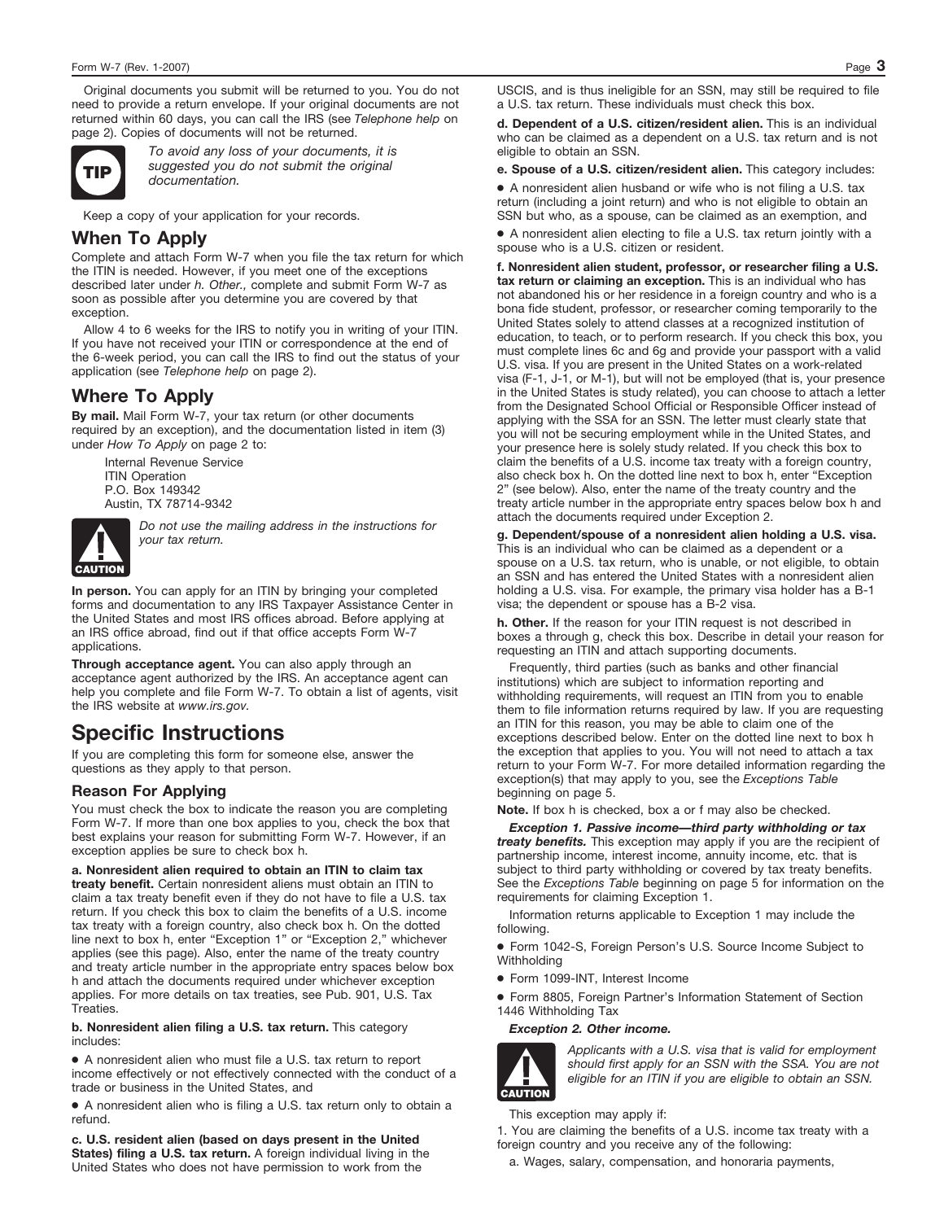Original documents you submit will be returned to you. You do not need to provide a return envelope. If your original documents are not returned within 60 days, you can call the IRS (see *Telephone help* on page 2). Copies of documents will not be returned.

**TIP** *To avoid any loss of your documents, it is suggested you do not submit the original documentation.*

Keep a copy of your application for your records.

## When To Apply

Complete and attach Form W-7 when you file the tax return for which the ITIN is needed. However, if you meet one of the exceptions described later under *h. Other.,* complete and submit Form W-7 as soon as possible after you determine you are covered by that exception.

Allow 4 to 6 weeks for the IRS to notify you in writing of your ITIN. If you have not received your ITIN or correspondence at the end of the 6-week period, you can call the IRS to find out the status of your application (see *Telephone help* on page 2).

## Where To Apply

**By mail.** Mail Form W-7, your tax return (or other documents required by an exception), and the documentation listed in item (3) under *How To Apply* on page 2 to:

Internal Revenue Service
ITIN Operation
P.O. Box 149342
Austin, TX 78714-9342

**CAUTION** *Do not use the mailing address in the instructions for your tax return.*

**In person.** You can apply for an ITIN by bringing your completed forms and documentation to any IRS Taxpayer Assistance Center in the United States and most IRS offices abroad. Before applying at an IRS office abroad, find out if that office accepts Form W-7 applications.

**Through acceptance agent.** You can also apply through an acceptance agent authorized by the IRS. An acceptance agent can help you complete and file Form W-7. To obtain a list of agents, visit the IRS website at *www.irs.gov.*

# Specific Instructions

If you are completing this form for someone else, answer the questions as they apply to that person.

### Reason For Applying

You must check the box to indicate the reason you are completing Form W-7. If more than one box applies to you, check the box that best explains your reason for submitting Form W-7. However, if an exception applies be sure to check box h.

**a. Nonresident alien required to obtain an ITIN to claim tax treaty benefit.** Certain nonresident aliens must obtain an ITIN to claim a tax treaty benefit even if they do not have to file a U.S. tax return. If you check this box to claim the benefits of a U.S. income tax treaty with a foreign country, also check box h. On the dotted line next to box h, enter "Exception 1" or "Exception 2," whichever applies (see this page). Also, enter the name of the treaty country and treaty article number in the appropriate entry spaces below box h and attach the documents required under whichever exception applies. For more details on tax treaties, see Pub. 901, U.S. Tax Treaties.

**b. Nonresident alien filing a U.S. tax return.** This category includes:

- A nonresident alien who must file a U.S. tax return to report income effectively or not effectively connected with the conduct of a trade or business in the United States, and
- A nonresident alien who is filing a U.S. tax return only to obtain a refund.

**c. U.S. resident alien (based on days present in the United States) filing a U.S. tax return.** A foreign individual living in the United States who does not have permission to work from the USCIS, and is thus ineligible for an SSN, may still be required to file a U.S. tax return. These individuals must check this box.

**d. Dependent of a U.S. citizen/resident alien.** This is an individual who can be claimed as a dependent on a U.S. tax return and is not eligible to obtain an SSN.

**e. Spouse of a U.S. citizen/resident alien.** This category includes:

- A nonresident alien husband or wife who is not filing a U.S. tax return (including a joint return) and who is not eligible to obtain an SSN but who, as a spouse, can be claimed as an exemption, and
- A nonresident alien electing to file a U.S. tax return jointly with a spouse who is a U.S. citizen or resident.

**f. Nonresident alien student, professor, or researcher filing a U.S. tax return or claiming an exception.** This is an individual who has not abandoned his or her residence in a foreign country and who is a bona fide student, professor, or researcher coming temporarily to the United States solely to attend classes at a recognized institution of education, to teach, or to perform research. If you check this box, you must complete lines 6c and 6g and provide your passport with a valid U.S. visa. If you are present in the United States on a work-related visa (F-1, J-1, or M-1), but will not be employed (that is, your presence in the United States is study related), you can choose to attach a letter from the Designated School Official or Responsible Officer instead of applying with the SSA for an SSN. The letter must clearly state that you will not be securing employment while in the United States, and your presence here is solely study related. If you check this box to claim the benefits of a U.S. income tax treaty with a foreign country, also check box h. On the dotted line next to box h, enter "Exception 2" (see below). Also, enter the name of the treaty country and the treaty article number in the appropriate entry spaces below box h and attach the documents required under Exception 2.

**g. Dependent/spouse of a nonresident alien holding a U.S. visa.** This is an individual who can be claimed as a dependent or a spouse on a U.S. tax return, who is unable, or not eligible, to obtain an SSN and has entered the United States with a nonresident alien holding a U.S. visa. For example, the primary visa holder has a B-1 visa; the dependent or spouse has a B-2 visa.

**h. Other.** If the reason for your ITIN request is not described in boxes a through g, check this box. Describe in detail your reason for requesting an ITIN and attach supporting documents.

Frequently, third parties (such as banks and other financial institutions) which are subject to information reporting and withholding requirements, will request an ITIN from you to enable them to file information returns required by law. If you are requesting an ITIN for this reason, you may be able to claim one of the exceptions described below. Enter on the dotted line next to box h the exception that applies to you. You will not need to attach a tax return to your Form W-7. For more detailed information regarding the exception(s) that may apply to you, see the *Exceptions Table* beginning on page 5.

**Note.** If box h is checked, box a or f may also be checked.

***Exception 1. Passive income—third party withholding or tax treaty benefits.*** This exception may apply if you are the recipient of partnership income, interest income, annuity income, etc. that is subject to third party withholding or covered by tax treaty benefits. See the *Exceptions Table* beginning on page 5 for information on the requirements for claiming Exception 1.

Information returns applicable to Exception 1 may include the following.

- Form 1042-S, Foreign Person's U.S. Source Income Subject to Withholding
- Form 1099-INT, Interest Income
- Form 8805, Foreign Partner's Information Statement of Section 1446 Withholding Tax

***Exception 2. Other income.***

**CAUTION** *Applicants with a U.S. visa that is valid for employment should first apply for an SSN with the SSA. You are not eligible for an ITIN if you are eligible to obtain an SSN.*

This exception may apply if:

1. You are claiming the benefits of a U.S. income tax treaty with a foreign country and you receive any of the following:

   a. Wages, salary, compensation, and honoraria payments,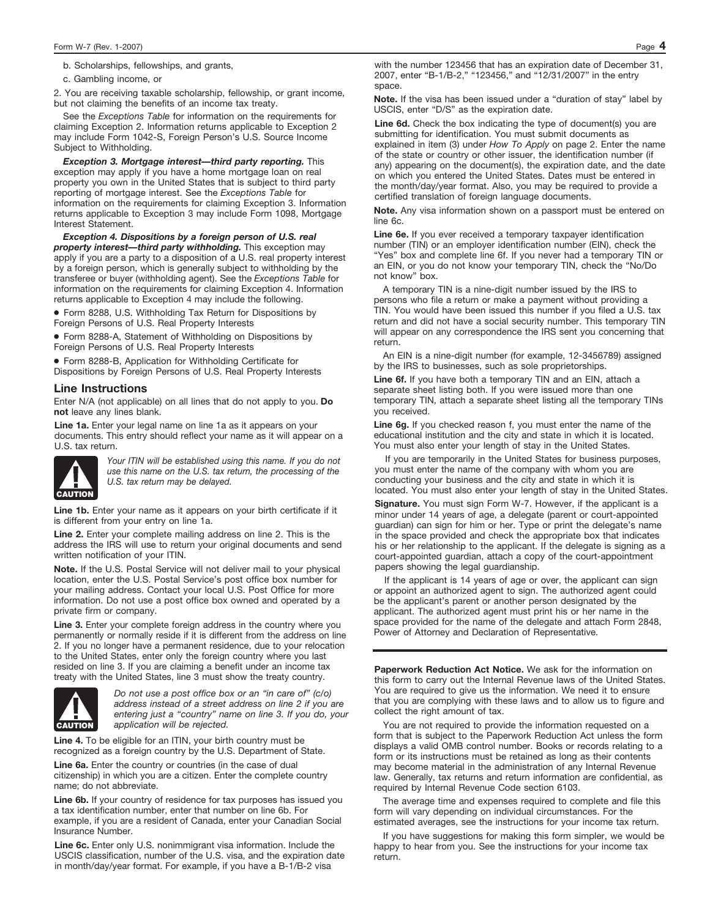b. Scholarships, fellowships, and grants,

c. Gambling income, or

2. You are receiving taxable scholarship, fellowship, or grant income, but not claiming the benefits of an income tax treaty.

See the *Exceptions Table* for information on the requirements for claiming Exception 2. Information returns applicable to Exception 2 may include Form 1042-S, Foreign Person's U.S. Source Income Subject to Withholding.

***Exception 3. Mortgage interest—third party reporting.*** This exception may apply if you have a home mortgage loan on real property you own in the United States that is subject to third party reporting of mortgage interest. See the *Exceptions Table* for information on the requirements for claiming Exception 3. Information returns applicable to Exception 3 may include Form 1098, Mortgage Interest Statement.

***Exception 4. Dispositions by a foreign person of U.S. real property interest—third party withholding.*** This exception may apply if you are a party to a disposition of a U.S. real property interest by a foreign person, which is generally subject to withholding by the transferee or buyer (withholding agent). See the *Exceptions Table* for information on the requirements for claiming Exception 4. Information returns applicable to Exception 4 may include the following.

- Form 8288, U.S. Withholding Tax Return for Dispositions by Foreign Persons of U.S. Real Property Interests
- Form 8288-A, Statement of Withholding on Dispositions by Foreign Persons of U.S. Real Property Interests
- Form 8288-B, Application for Withholding Certificate for Dispositions by Foreign Persons of U.S. Real Property Interests

## Line Instructions

Enter N/A (not applicable) on all lines that do not apply to you. **Do not** leave any lines blank.

**Line 1a.** Enter your legal name on line 1a as it appears on your documents. This entry should reflect your name as it will appear on a U.S. tax return.

**CAUTION** *Your ITIN will be established using this name. If you do not use this name on the U.S. tax return, the processing of the U.S. tax return may be delayed.*

**Line 1b.** Enter your name as it appears on your birth certificate if it is different from your entry on line 1a.

**Line 2.** Enter your complete mailing address on line 2. This is the address the IRS will use to return your original documents and send written notification of your ITIN.

**Note.** If the U.S. Postal Service will not deliver mail to your physical location, enter the U.S. Postal Service's post office box number for your mailing address. Contact your local U.S. Post Office for more information. Do not use a post office box owned and operated by a private firm or company.

**Line 3.** Enter your complete foreign address in the country where you permanently or normally reside if it is different from the address on line 2. If you no longer have a permanent residence, due to your relocation to the United States, enter only the foreign country where you last resided on line 3. If you are claiming a benefit under an income tax treaty with the United States, line 3 must show the treaty country.

**CAUTION** *Do not use a post office box or an "in care of" (c/o) address instead of a street address on line 2 if you are entering just a "country" name on line 3. If you do, your application will be rejected.*

**Line 4.** To be eligible for an ITIN, your birth country must be recognized as a foreign country by the U.S. Department of State.

**Line 6a.** Enter the country or countries (in the case of dual citizenship) in which you are a citizen. Enter the complete country name; do not abbreviate.

**Line 6b.** If your country of residence for tax purposes has issued you a tax identification number, enter that number on line 6b. For example, if you are a resident of Canada, enter your Canadian Social Insurance Number.

**Line 6c.** Enter only U.S. nonimmigrant visa information. Include the USCIS classification, number of the U.S. visa, and the expiration date in month/day/year format. For example, if you have a B-1/B-2 visa with the number 123456 that has an expiration date of December 31, 2007, enter "B-1/B-2," "123456," and "12/31/2007" in the entry space.

**Note.** If the visa has been issued under a "duration of stay" label by USCIS, enter "D/S" as the expiration date.

**Line 6d.** Check the box indicating the type of document(s) you are submitting for identification. You must submit documents as explained in item (3) under *How To Apply* on page 2. Enter the name of the state or country or other issuer, the identification number (if any) appearing on the document(s), the expiration date, and the date on which you entered the United States. Dates must be entered in the month/day/year format. Also, you may be required to provide a certified translation of foreign language documents.

**Note.** Any visa information shown on a passport must be entered on line 6c.

**Line 6e.** If you ever received a temporary taxpayer identification number (TIN) or an employer identification number (EIN), check the "Yes" box and complete line 6f. If you never had a temporary TIN or an EIN, or you do not know your temporary TIN, check the "No/Do not know" box.

A temporary TIN is a nine-digit number issued by the IRS to persons who file a return or make a payment without providing a TIN. You would have been issued this number if you filed a U.S. tax return and did not have a social security number. This temporary TIN will appear on any correspondence the IRS sent you concerning that return.

An EIN is a nine-digit number (for example, 12-3456789) assigned by the IRS to businesses, such as sole proprietorships.

**Line 6f.** If you have both a temporary TIN and an EIN, attach a separate sheet listing both. If you were issued more than one temporary TIN, attach a separate sheet listing all the temporary TINs you received.

**Line 6g.** If you checked reason f, you must enter the name of the educational institution and the city and state in which it is located. You must also enter your length of stay in the United States.

If you are temporarily in the United States for business purposes, you must enter the name of the company with whom you are conducting your business and the city and state in which it is located. You must also enter your length of stay in the United States.

**Signature.** You must sign Form W-7. However, if the applicant is a minor under 14 years of age, a delegate (parent or court-appointed guardian) can sign for him or her. Type or print the delegate's name in the space provided and check the appropriate box that indicates his or her relationship to the applicant. If the delegate is signing as a court-appointed guardian, attach a copy of the court-appointment papers showing the legal guardianship.

If the applicant is 14 years of age or over, the applicant can sign or appoint an authorized agent to sign. The authorized agent could be the applicant's parent or another person designated by the applicant. The authorized agent must print his or her name in the space provided for the name of the delegate and attach Form 2848, Power of Attorney and Declaration of Representative.

---

**Paperwork Reduction Act Notice.** We ask for the information on this form to carry out the Internal Revenue laws of the United States. You are required to give us the information. We need it to ensure that you are complying with these laws and to allow us to figure and collect the right amount of tax.

You are not required to provide the information requested on a form that is subject to the Paperwork Reduction Act unless the form displays a valid OMB control number. Books or records relating to a form or its instructions must be retained as long as their contents may become material in the administration of any Internal Revenue law. Generally, tax returns and return information are confidential, as required by Internal Revenue Code section 6103.

The average time and expenses required to complete and file this form will vary depending on individual circumstances. For the estimated averages, see the instructions for your income tax return.

If you have suggestions for making this form simpler, we would be happy to hear from you. See the instructions for your income tax return.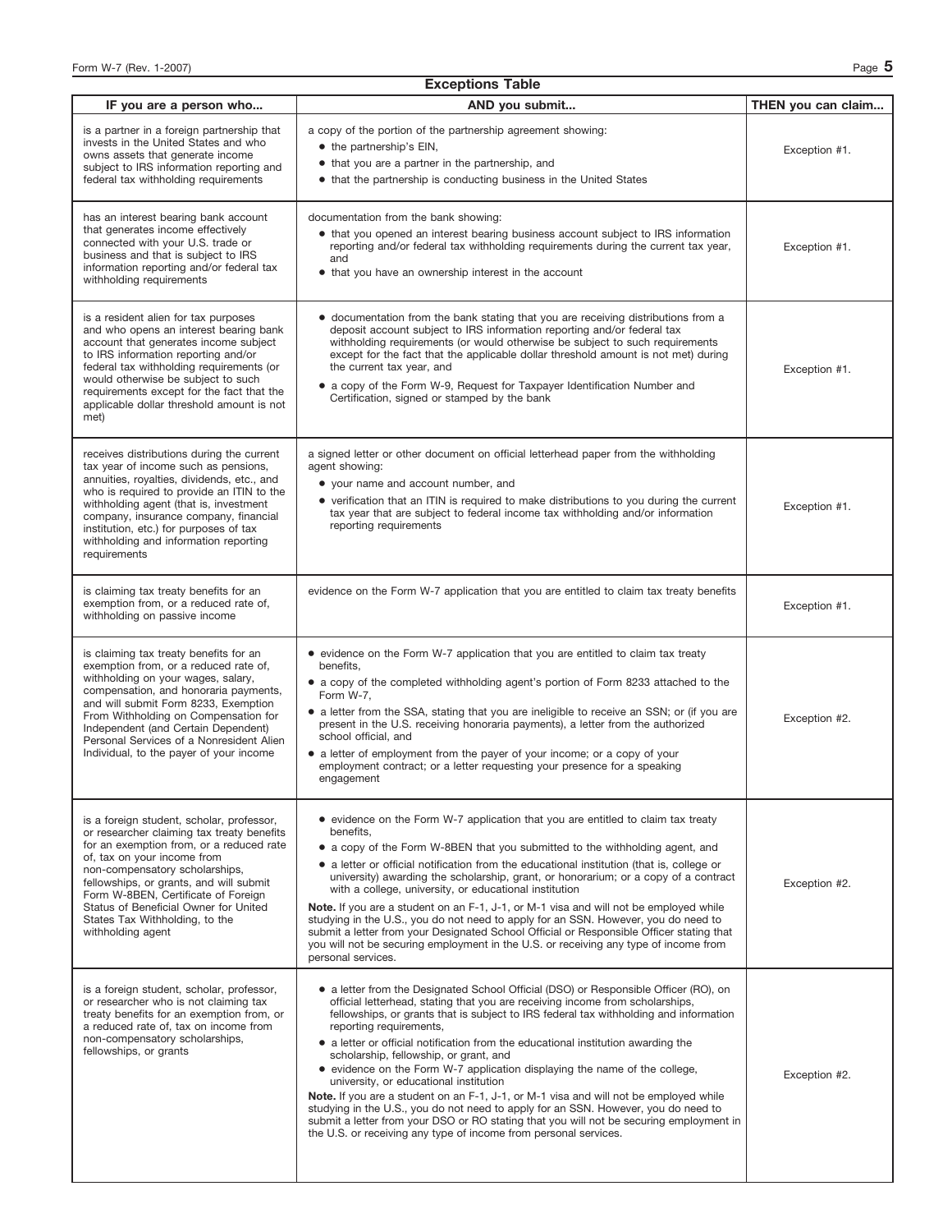## Exceptions Table

| IF you are a person who... | AND you submit... | THEN you can claim... |
|---|---|---|
| is a partner in a foreign partnership that invests in the United States and who owns assets that generate income subject to IRS information reporting and federal tax withholding requirements | a copy of the portion of the partnership agreement showing: <br>• the partnership's EIN, <br>• that you are a partner in the partnership, and <br>• that the partnership is conducting business in the United States | Exception #1. |
| has an interest bearing bank account that generates income effectively connected with your U.S. trade or business and that is subject to IRS information reporting and/or federal tax withholding requirements | documentation from the bank showing: <br>• that you opened an interest bearing business account subject to IRS information reporting and/or federal tax withholding requirements during the current tax year, and <br>• that you have an ownership interest in the account | Exception #1. |
| is a resident alien for tax purposes and who opens an interest bearing bank account that generates income subject to IRS information reporting and/or federal tax withholding requirements (or would otherwise be subject to such requirements except for the fact that the applicable dollar threshold amount is not met) | • documentation from the bank stating that you are receiving distributions from a deposit account subject to IRS information reporting and/or federal tax withholding requirements (or would otherwise be subject to such requirements except for the fact that the applicable dollar threshold amount is not met) during the current tax year, and <br>• a copy of the Form W-9, Request for Taxpayer Identification Number and Certification, signed or stamped by the bank | Exception #1. |
| receives distributions during the current tax year of income such as pensions, annuities, royalties, dividends, etc., and who is required to provide an ITIN to the withholding agent (that is, investment company, insurance company, financial institution, etc.) for purposes of tax withholding and information reporting requirements | a signed letter or other document on official letterhead paper from the withholding agent showing: <br>• your name and account number, and <br>• verification that an ITIN is required to make distributions to you during the current tax year that are subject to federal income tax withholding and/or information reporting requirements | Exception #1. |
| is claiming tax treaty benefits for an exemption from, or a reduced rate of, withholding on passive income | evidence on the Form W-7 application that you are entitled to claim tax treaty benefits | Exception #1. |
| is claiming tax treaty benefits for an exemption from, or a reduced rate of, withholding on your wages, salary, compensation, and honoraria payments, and will submit Form 8233, Exemption From Withholding on Compensation for Independent (and Certain Dependent) Personal Services of a Nonresident Alien Individual, to the payer of your income | • evidence on the Form W-7 application that you are entitled to claim tax treaty benefits, <br>• a copy of the completed withholding agent's portion of Form 8233 attached to the Form W-7, <br>• a letter from the SSA, stating that you are ineligible to receive an SSN; or (if you are present in the U.S. receiving honoraria payments), a letter from the authorized school official, and <br>• a letter of employment from the payer of your income; or a copy of your employment contract; or a letter requesting your presence for a speaking engagement | Exception #2. |
| is a foreign student, scholar, professor, or researcher claiming tax treaty benefits for an exemption from, or a reduced rate of, tax on your income from non-compensatory scholarships, fellowships, or grants, and will submit Form W-8BEN, Certificate of Foreign Status of Beneficial Owner for United States Tax Withholding, to the withholding agent | • evidence on the Form W-7 application that you are entitled to claim tax treaty benefits, <br>• a copy of the Form W-8BEN that you submitted to the withholding agent, and <br>• a letter or official notification from the educational institution (that is, college or university) awarding the scholarship, grant, or honorarium; or a copy of a contract with a college, university, or educational institution <br>**Note.** If you are a student on an F-1, J-1, or M-1 visa and will not be employed while studying in the U.S., you do not need to apply for an SSN. However, you do need to submit a letter from your Designated School Official or Responsible Officer stating that you will not be securing employment in the U.S. or receiving any type of income from personal services. | Exception #2. |
| is a foreign student, scholar, professor, or researcher who is not claiming tax treaty benefits for an exemption from, or a reduced rate of, tax on income from non-compensatory scholarships, fellowships, or grants | • a letter from the Designated School Official (DSO) or Responsible Officer (RO), on official letterhead, stating that you are receiving income from scholarships, fellowships, or grants that is subject to IRS federal tax withholding and information reporting requirements, <br>• a letter or official notification from the educational institution awarding the scholarship, fellowship, or grant, and <br>• evidence on the Form W-7 application displaying the name of the college, university, or educational institution <br>**Note.** If you are a student on an F-1, J-1, or M-1 visa and will not be employed while studying in the U.S., you do not need to apply for an SSN. However, you do need to submit a letter from your DSO or RO stating that you will not be securing employment in the U.S. or receiving any type of income from personal services. | Exception #2. |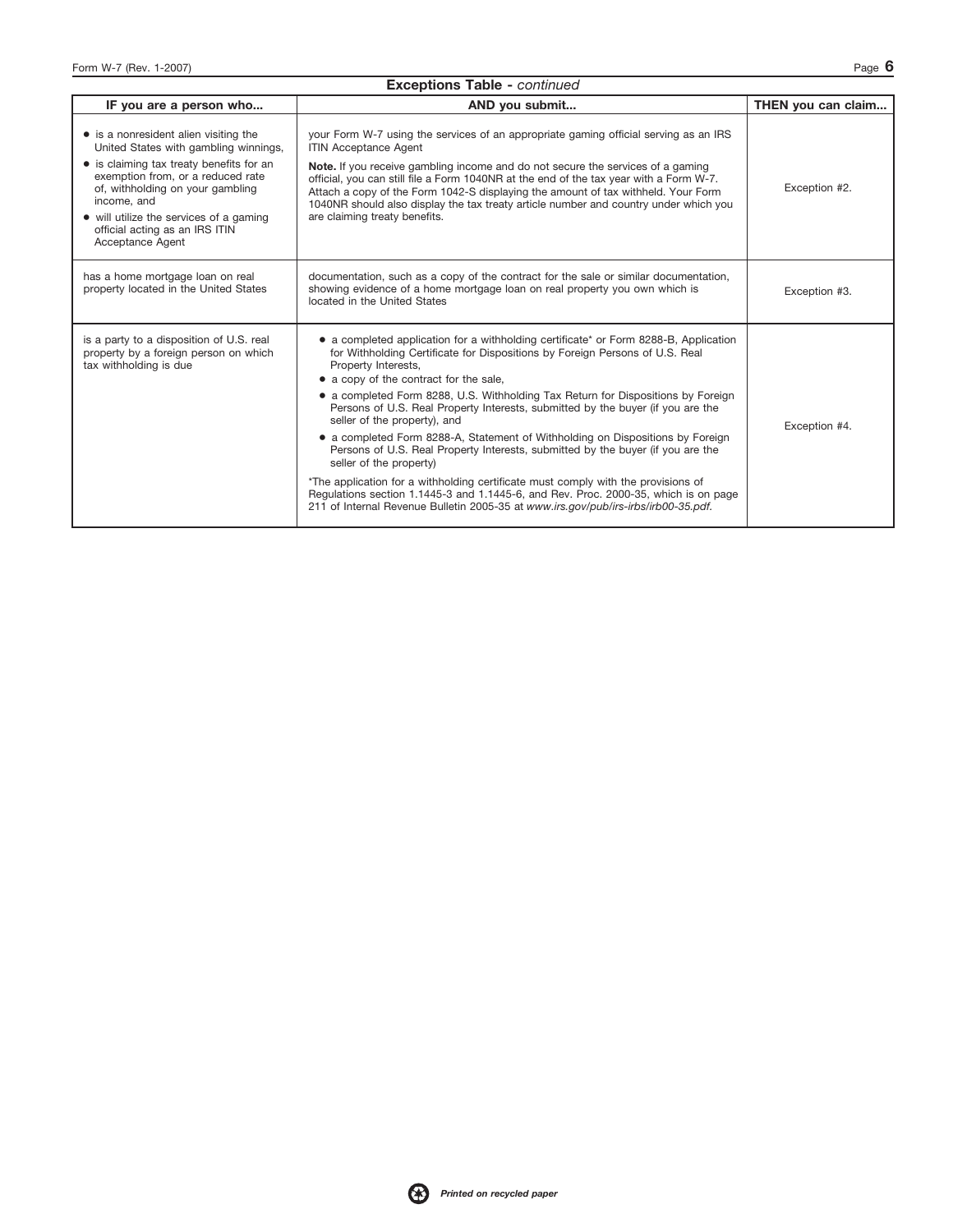## Exceptions Table - *continued*

| IF you are a person who... | AND you submit... | THEN you can claim... |
|---|---|---|
| • is a nonresident alien visiting the United States with gambling winnings,<br>• is claiming tax treaty benefits for an exemption from, or a reduced rate of, withholding on your gambling income, and<br>• will utilize the services of a gaming official acting as an IRS ITIN Acceptance Agent | your Form W-7 using the services of an appropriate gaming official serving as an IRS ITIN Acceptance Agent<br><br>**Note.** If you receive gambling income and do not secure the services of a gaming official, you can still file a Form 1040NR at the end of the tax year with a Form W-7. Attach a copy of the Form 1042-S displaying the amount of tax withheld. Your Form 1040NR should also display the tax treaty article number and country under which you are claiming treaty benefits. | Exception #2. |
| has a home mortgage loan on real property located in the United States | documentation, such as a copy of the contract for the sale or similar documentation, showing evidence of a home mortgage loan on real property you own which is located in the United States | Exception #3. |
| is a party to a disposition of U.S. real property by a foreign person on which tax withholding is due | • a completed application for a withholding certificate* or Form 8288-B, Application for Withholding Certificate for Dispositions by Foreign Persons of U.S. Real Property Interests,<br>• a copy of the contract for the sale,<br>• a completed Form 8288, U.S. Withholding Tax Return for Dispositions by Foreign Persons of U.S. Real Property Interests, submitted by the buyer (if you are the seller of the property), and<br>• a completed Form 8288-A, Statement of Withholding on Dispositions by Foreign Persons of U.S. Real Property Interests, submitted by the buyer (if you are the seller of the property)<br><br>*The application for a withholding certificate must comply with the provisions of Regulations section 1.1445-3 and 1.1445-6, and Rev. Proc. 2000-35, which is on page 211 of Internal Revenue Bulletin 2005-35 at *www.irs.gov/pub/irs-irbs/irb00-35.pdf.* | Exception #4. |

*Printed on recycled paper*